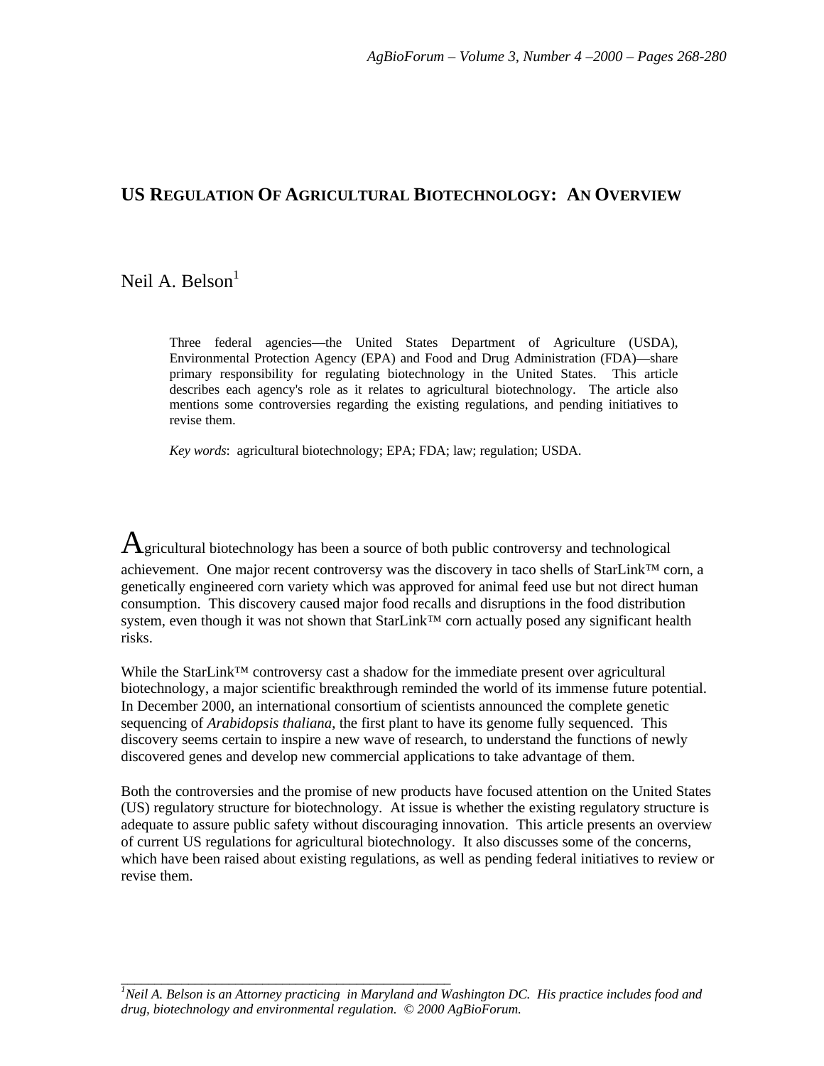# US REGULATION OF AGRICULTURAL BIOTECHNOLOGY: AN OVERVIEW

Neil A. Belson[1]

Three federal agencies—the United States Department of Agriculture (USDA), Environmental Protection Agency (EPA) and Food and Drug Administration (FDA)—share primary responsibility for regulating biotechnology in the United States. This article describes each agency's role as it relates to agricultural biotechnology. The article also mentions some controversies regarding the existing regulations, and pending initiatives to revise them.

*Key words*: agricultural biotechnology; EPA; FDA; law; regulation; USDA.

Agricultural biotechnology has been a source of both public controversy and technological achievement. One major recent controversy was the discovery in taco shells of StarLink™ corn, a genetically engineered corn variety which was approved for animal feed use but not direct human consumption. This discovery caused major food recalls and disruptions in the food distribution system, even though it was not shown that StarLink™ corn actually posed any significant health risks.

While the StarLink™ controversy cast a shadow for the immediate present over agricultural biotechnology, a major scientific breakthrough reminded the world of its immense future potential. In December 2000, an international consortium of scientists announced the complete genetic sequencing of *Arabidopsis thaliana*, the first plant to have its genome fully sequenced. This discovery seems certain to inspire a new wave of research, to understand the functions of newly discovered genes and develop new commercial applications to take advantage of them.

Both the controversies and the promise of new products have focused attention on the United States (US) regulatory structure for biotechnology. At issue is whether the existing regulatory structure is adequate to assure public safety without discouraging innovation. This article presents an overview of current US regulations for agricultural biotechnology. It also discusses some of the concerns, which have been raised about existing regulations, as well as pending federal initiatives to review or revise them.

---

[1] *Neil A. Belson is an Attorney practicing in Maryland and Washington DC. His practice includes food and drug, biotechnology and environmental regulation. © 2000 AgBioForum.*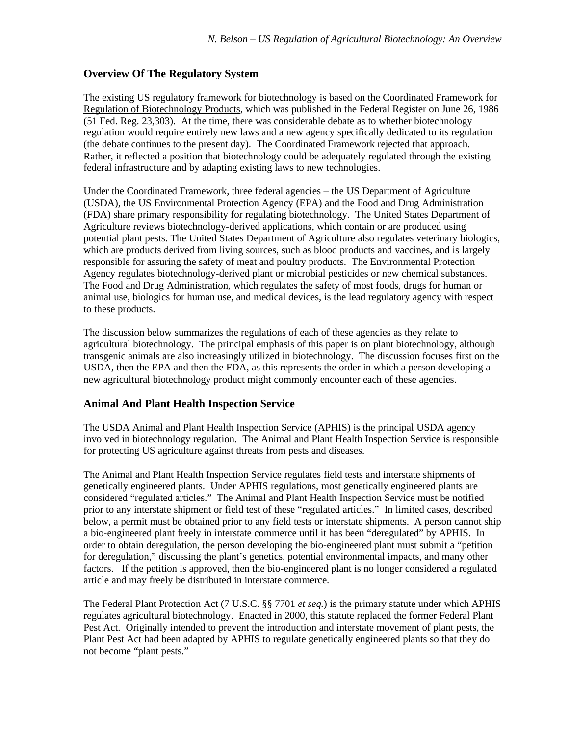## Overview Of The Regulatory System

The existing US regulatory framework for biotechnology is based on the Coordinated Framework for Regulation of Biotechnology Products, which was published in the Federal Register on June 26, 1986 (51 Fed. Reg. 23,303). At the time, there was considerable debate as to whether biotechnology regulation would require entirely new laws and a new agency specifically dedicated to its regulation (the debate continues to the present day). The Coordinated Framework rejected that approach. Rather, it reflected a position that biotechnology could be adequately regulated through the existing federal infrastructure and by adapting existing laws to new technologies.

Under the Coordinated Framework, three federal agencies – the US Department of Agriculture (USDA), the US Environmental Protection Agency (EPA) and the Food and Drug Administration (FDA) share primary responsibility for regulating biotechnology. The United States Department of Agriculture reviews biotechnology-derived applications, which contain or are produced using potential plant pests. The United States Department of Agriculture also regulates veterinary biologics, which are products derived from living sources, such as blood products and vaccines, and is largely responsible for assuring the safety of meat and poultry products. The Environmental Protection Agency regulates biotechnology-derived plant or microbial pesticides or new chemical substances. The Food and Drug Administration, which regulates the safety of most foods, drugs for human or animal use, biologics for human use, and medical devices, is the lead regulatory agency with respect to these products.

The discussion below summarizes the regulations of each of these agencies as they relate to agricultural biotechnology. The principal emphasis of this paper is on plant biotechnology, although transgenic animals are also increasingly utilized in biotechnology. The discussion focuses first on the USDA, then the EPA and then the FDA, as this represents the order in which a person developing a new agricultural biotechnology product might commonly encounter each of these agencies.

## Animal And Plant Health Inspection Service

The USDA Animal and Plant Health Inspection Service (APHIS) is the principal USDA agency involved in biotechnology regulation. The Animal and Plant Health Inspection Service is responsible for protecting US agriculture against threats from pests and diseases.

The Animal and Plant Health Inspection Service regulates field tests and interstate shipments of genetically engineered plants. Under APHIS regulations, most genetically engineered plants are considered "regulated articles." The Animal and Plant Health Inspection Service must be notified prior to any interstate shipment or field test of these "regulated articles." In limited cases, described below, a permit must be obtained prior to any field tests or interstate shipments. A person cannot ship a bio-engineered plant freely in interstate commerce until it has been "deregulated" by APHIS. In order to obtain deregulation, the person developing the bio-engineered plant must submit a "petition for deregulation," discussing the plant's genetics, potential environmental impacts, and many other factors. If the petition is approved, then the bio-engineered plant is no longer considered a regulated article and may freely be distributed in interstate commerce.

The Federal Plant Protection Act (7 U.S.C. §§ 7701 *et seq.*) is the primary statute under which APHIS regulates agricultural biotechnology. Enacted in 2000, this statute replaced the former Federal Plant Pest Act. Originally intended to prevent the introduction and interstate movement of plant pests, the Plant Pest Act had been adapted by APHIS to regulate genetically engineered plants so that they do not become "plant pests."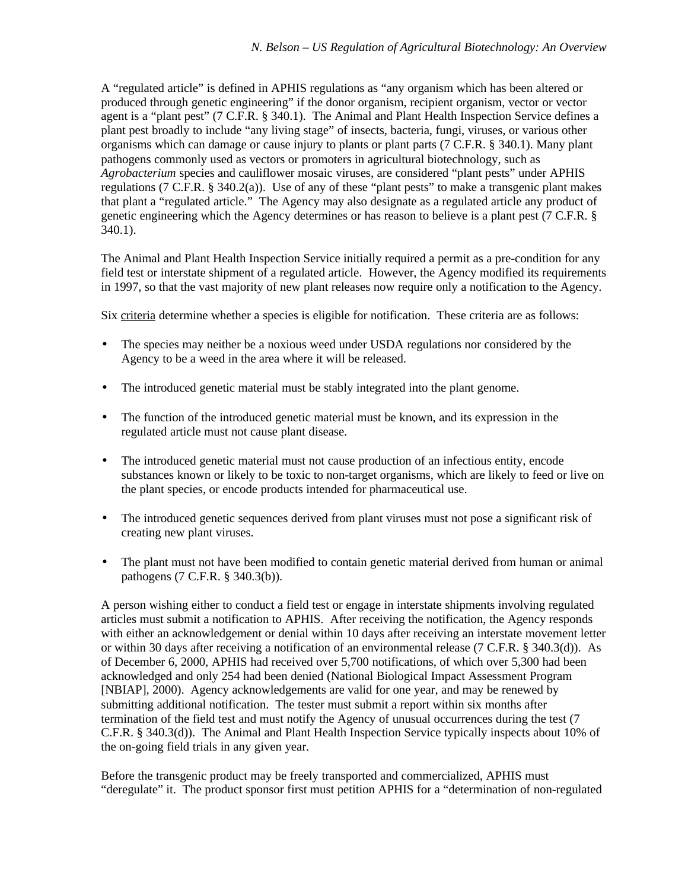A "regulated article" is defined in APHIS regulations as "any organism which has been altered or produced through genetic engineering" if the donor organism, recipient organism, vector or vector agent is a "plant pest" (7 C.F.R. § 340.1). The Animal and Plant Health Inspection Service defines a plant pest broadly to include "any living stage" of insects, bacteria, fungi, viruses, or various other organisms which can damage or cause injury to plants or plant parts (7 C.F.R. § 340.1). Many plant pathogens commonly used as vectors or promoters in agricultural biotechnology, such as *Agrobacterium* species and cauliflower mosaic viruses, are considered "plant pests" under APHIS regulations (7 C.F.R. § 340.2(a)). Use of any of these "plant pests" to make a transgenic plant makes that plant a "regulated article." The Agency may also designate as a regulated article any product of genetic engineering which the Agency determines or has reason to believe is a plant pest (7 C.F.R. § 340.1).

The Animal and Plant Health Inspection Service initially required a permit as a pre-condition for any field test or interstate shipment of a regulated article. However, the Agency modified its requirements in 1997, so that the vast majority of new plant releases now require only a notification to the Agency.

Six <u>criteria</u> determine whether a species is eligible for notification. These criteria are as follows:

- The species may neither be a noxious weed under USDA regulations nor considered by the Agency to be a weed in the area where it will be released.
- The introduced genetic material must be stably integrated into the plant genome.
- The function of the introduced genetic material must be known, and its expression in the regulated article must not cause plant disease.
- The introduced genetic material must not cause production of an infectious entity, encode substances known or likely to be toxic to non-target organisms, which are likely to feed or live on the plant species, or encode products intended for pharmaceutical use.
- The introduced genetic sequences derived from plant viruses must not pose a significant risk of creating new plant viruses.
- The plant must not have been modified to contain genetic material derived from human or animal pathogens (7 C.F.R. § 340.3(b)).

A person wishing either to conduct a field test or engage in interstate shipments involving regulated articles must submit a notification to APHIS. After receiving the notification, the Agency responds with either an acknowledgement or denial within 10 days after receiving an interstate movement letter or within 30 days after receiving a notification of an environmental release (7 C.F.R. § 340.3(d)). As of December 6, 2000, APHIS had received over 5,700 notifications, of which over 5,300 had been acknowledged and only 254 had been denied (National Biological Impact Assessment Program [NBIAP], 2000). Agency acknowledgements are valid for one year, and may be renewed by submitting additional notification. The tester must submit a report within six months after termination of the field test and must notify the Agency of unusual occurrences during the test (7 C.F.R. § 340.3(d)). The Animal and Plant Health Inspection Service typically inspects about 10% of the on-going field trials in any given year.

Before the transgenic product may be freely transported and commercialized, APHIS must "deregulate" it. The product sponsor first must petition APHIS for a "determination of non-regulated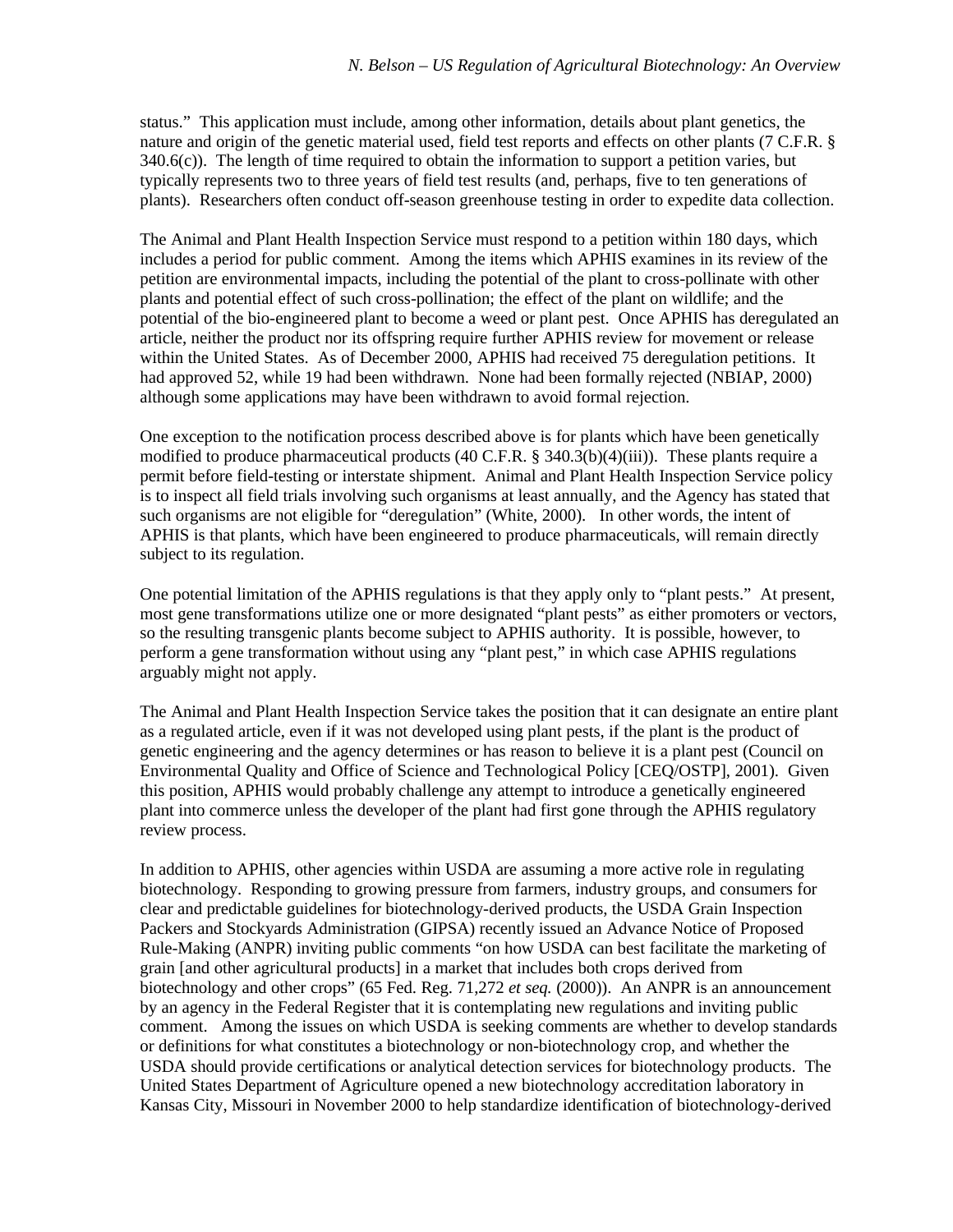status." This application must include, among other information, details about plant genetics, the nature and origin of the genetic material used, field test reports and effects on other plants (7 C.F.R. § 340.6(c)). The length of time required to obtain the information to support a petition varies, but typically represents two to three years of field test results (and, perhaps, five to ten generations of plants). Researchers often conduct off-season greenhouse testing in order to expedite data collection.

The Animal and Plant Health Inspection Service must respond to a petition within 180 days, which includes a period for public comment. Among the items which APHIS examines in its review of the petition are environmental impacts, including the potential of the plant to cross-pollinate with other plants and potential effect of such cross-pollination; the effect of the plant on wildlife; and the potential of the bio-engineered plant to become a weed or plant pest. Once APHIS has deregulated an article, neither the product nor its offspring require further APHIS review for movement or release within the United States. As of December 2000, APHIS had received 75 deregulation petitions. It had approved 52, while 19 had been withdrawn. None had been formally rejected (NBIAP, 2000) although some applications may have been withdrawn to avoid formal rejection.

One exception to the notification process described above is for plants which have been genetically modified to produce pharmaceutical products (40 C.F.R. § 340.3(b)(4)(iii)). These plants require a permit before field-testing or interstate shipment. Animal and Plant Health Inspection Service policy is to inspect all field trials involving such organisms at least annually, and the Agency has stated that such organisms are not eligible for "deregulation" (White, 2000). In other words, the intent of APHIS is that plants, which have been engineered to produce pharmaceuticals, will remain directly subject to its regulation.

One potential limitation of the APHIS regulations is that they apply only to "plant pests." At present, most gene transformations utilize one or more designated "plant pests" as either promoters or vectors, so the resulting transgenic plants become subject to APHIS authority. It is possible, however, to perform a gene transformation without using any "plant pest," in which case APHIS regulations arguably might not apply.

The Animal and Plant Health Inspection Service takes the position that it can designate an entire plant as a regulated article, even if it was not developed using plant pests, if the plant is the product of genetic engineering and the agency determines or has reason to believe it is a plant pest (Council on Environmental Quality and Office of Science and Technological Policy [CEQ/OSTP], 2001). Given this position, APHIS would probably challenge any attempt to introduce a genetically engineered plant into commerce unless the developer of the plant had first gone through the APHIS regulatory review process.

In addition to APHIS, other agencies within USDA are assuming a more active role in regulating biotechnology. Responding to growing pressure from farmers, industry groups, and consumers for clear and predictable guidelines for biotechnology-derived products, the USDA Grain Inspection Packers and Stockyards Administration (GIPSA) recently issued an Advance Notice of Proposed Rule-Making (ANPR) inviting public comments "on how USDA can best facilitate the marketing of grain [and other agricultural products] in a market that includes both crops derived from biotechnology and other crops" (65 Fed. Reg. 71,272 *et seq.* (2000)). An ANPR is an announcement by an agency in the Federal Register that it is contemplating new regulations and inviting public comment. Among the issues on which USDA is seeking comments are whether to develop standards or definitions for what constitutes a biotechnology or non-biotechnology crop, and whether the USDA should provide certifications or analytical detection services for biotechnology products. The United States Department of Agriculture opened a new biotechnology accreditation laboratory in Kansas City, Missouri in November 2000 to help standardize identification of biotechnology-derived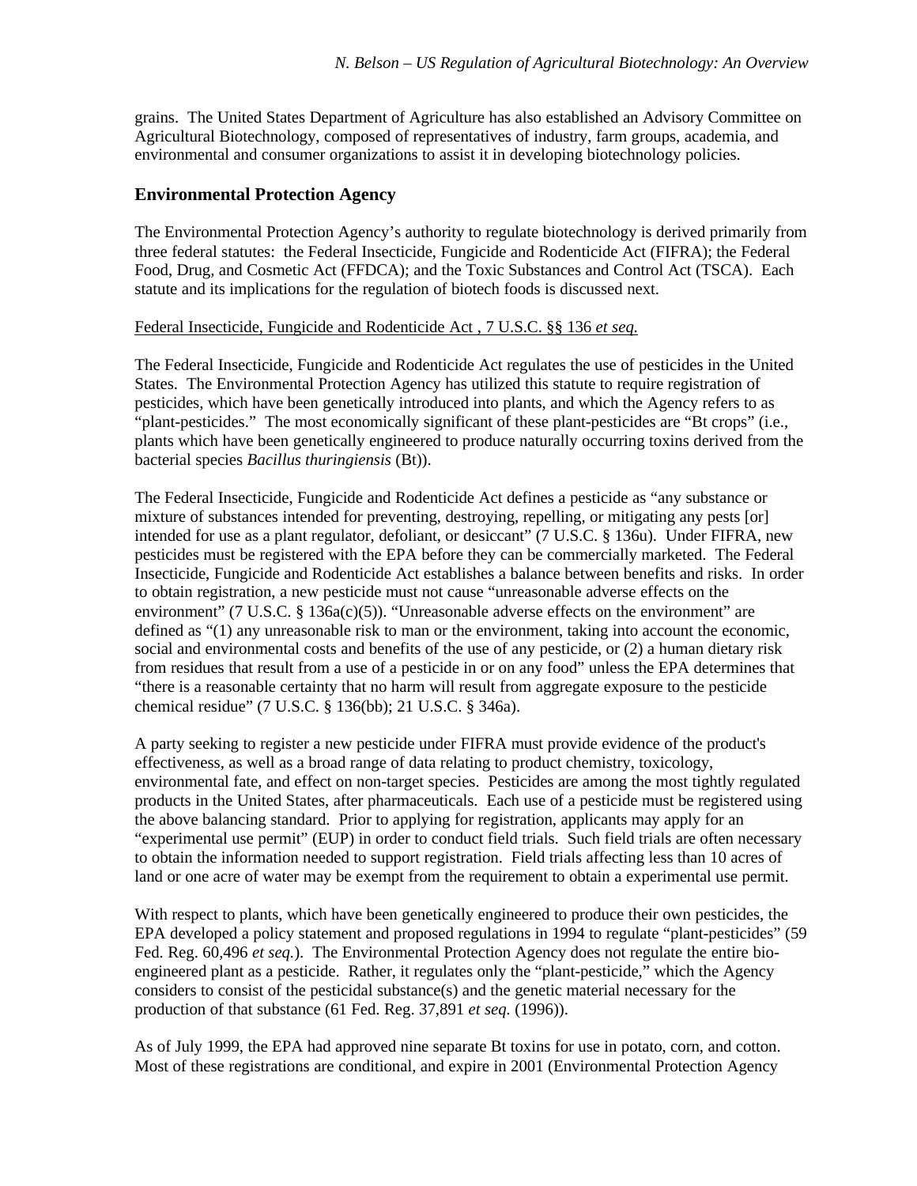grains. The United States Department of Agriculture has also established an Advisory Committee on Agricultural Biotechnology, composed of representatives of industry, farm groups, academia, and environmental and consumer organizations to assist it in developing biotechnology policies.

## Environmental Protection Agency

The Environmental Protection Agency's authority to regulate biotechnology is derived primarily from three federal statutes: the Federal Insecticide, Fungicide and Rodenticide Act (FIFRA); the Federal Food, Drug, and Cosmetic Act (FFDCA); and the Toxic Substances and Control Act (TSCA). Each statute and its implications for the regulation of biotech foods is discussed next.

<u>Federal Insecticide, Fungicide and Rodenticide Act , 7 U.S.C. §§ 136 *et seq.*</u>

The Federal Insecticide, Fungicide and Rodenticide Act regulates the use of pesticides in the United States. The Environmental Protection Agency has utilized this statute to require registration of pesticides, which have been genetically introduced into plants, and which the Agency refers to as "plant-pesticides." The most economically significant of these plant-pesticides are "Bt crops" (i.e., plants which have been genetically engineered to produce naturally occurring toxins derived from the bacterial species *Bacillus thuringiensis* (Bt)).

The Federal Insecticide, Fungicide and Rodenticide Act defines a pesticide as "any substance or mixture of substances intended for preventing, destroying, repelling, or mitigating any pests [or] intended for use as a plant regulator, defoliant, or desiccant" (7 U.S.C. § 136u). Under FIFRA, new pesticides must be registered with the EPA before they can be commercially marketed. The Federal Insecticide, Fungicide and Rodenticide Act establishes a balance between benefits and risks. In order to obtain registration, a new pesticide must not cause "unreasonable adverse effects on the environment" (7 U.S.C. § 136a(c)(5)). "Unreasonable adverse effects on the environment" are defined as "(1) any unreasonable risk to man or the environment, taking into account the economic, social and environmental costs and benefits of the use of any pesticide, or (2) a human dietary risk from residues that result from a use of a pesticide in or on any food" unless the EPA determines that "there is a reasonable certainty that no harm will result from aggregate exposure to the pesticide chemical residue" (7 U.S.C. § 136(bb); 21 U.S.C. § 346a).

A party seeking to register a new pesticide under FIFRA must provide evidence of the product's effectiveness, as well as a broad range of data relating to product chemistry, toxicology, environmental fate, and effect on non-target species. Pesticides are among the most tightly regulated products in the United States, after pharmaceuticals. Each use of a pesticide must be registered using the above balancing standard. Prior to applying for registration, applicants may apply for an "experimental use permit" (EUP) in order to conduct field trials. Such field trials are often necessary to obtain the information needed to support registration. Field trials affecting less than 10 acres of land or one acre of water may be exempt from the requirement to obtain a experimental use permit.

With respect to plants, which have been genetically engineered to produce their own pesticides, the EPA developed a policy statement and proposed regulations in 1994 to regulate "plant-pesticides" (59 Fed. Reg. 60,496 *et seq.*). The Environmental Protection Agency does not regulate the entire bio-engineered plant as a pesticide. Rather, it regulates only the "plant-pesticide," which the Agency considers to consist of the pesticidal substance(s) and the genetic material necessary for the production of that substance (61 Fed. Reg. 37,891 *et seq.* (1996)).

As of July 1999, the EPA had approved nine separate Bt toxins for use in potato, corn, and cotton. Most of these registrations are conditional, and expire in 2001 (Environmental Protection Agency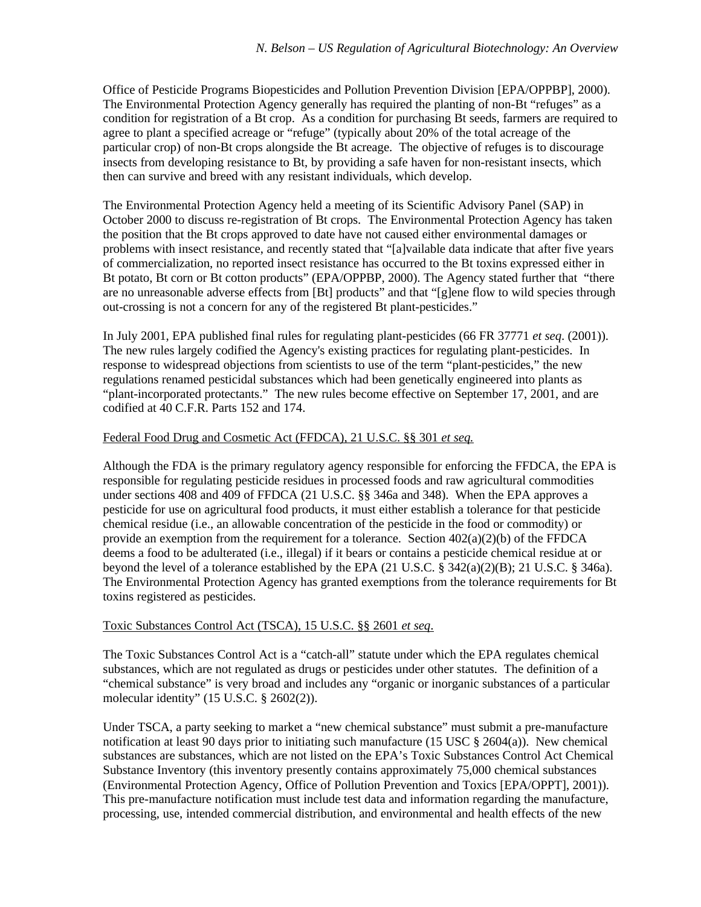Office of Pesticide Programs Biopesticides and Pollution Prevention Division [EPA/OPPBP], 2000). The Environmental Protection Agency generally has required the planting of non-Bt "refuges" as a condition for registration of a Bt crop. As a condition for purchasing Bt seeds, farmers are required to agree to plant a specified acreage or "refuge" (typically about 20% of the total acreage of the particular crop) of non-Bt crops alongside the Bt acreage. The objective of refuges is to discourage insects from developing resistance to Bt, by providing a safe haven for non-resistant insects, which then can survive and breed with any resistant individuals, which develop.

The Environmental Protection Agency held a meeting of its Scientific Advisory Panel (SAP) in October 2000 to discuss re-registration of Bt crops. The Environmental Protection Agency has taken the position that the Bt crops approved to date have not caused either environmental damages or problems with insect resistance, and recently stated that "[a]vailable data indicate that after five years of commercialization, no reported insect resistance has occurred to the Bt toxins expressed either in Bt potato, Bt corn or Bt cotton products" (EPA/OPPBP, 2000). The Agency stated further that "there are no unreasonable adverse effects from [Bt] products" and that "[g]ene flow to wild species through out-crossing is not a concern for any of the registered Bt plant-pesticides."

In July 2001, EPA published final rules for regulating plant-pesticides (66 FR 37771 *et seq*. (2001)). The new rules largely codified the Agency's existing practices for regulating plant-pesticides. In response to widespread objections from scientists to use of the term "plant-pesticides," the new regulations renamed pesticidal substances which had been genetically engineered into plants as "plant-incorporated protectants." The new rules become effective on September 17, 2001, and are codified at 40 C.F.R. Parts 152 and 174.

Federal Food Drug and Cosmetic Act (FFDCA), 21 U.S.C. §§ 301 *et seq.*

Although the FDA is the primary regulatory agency responsible for enforcing the FFDCA, the EPA is responsible for regulating pesticide residues in processed foods and raw agricultural commodities under sections 408 and 409 of FFDCA (21 U.S.C. §§ 346a and 348). When the EPA approves a pesticide for use on agricultural food products, it must either establish a tolerance for that pesticide chemical residue (i.e., an allowable concentration of the pesticide in the food or commodity) or provide an exemption from the requirement for a tolerance. Section 402(a)(2)(b) of the FFDCA deems a food to be adulterated (i.e., illegal) if it bears or contains a pesticide chemical residue at or beyond the level of a tolerance established by the EPA (21 U.S.C. § 342(a)(2)(B); 21 U.S.C. § 346a). The Environmental Protection Agency has granted exemptions from the tolerance requirements for Bt toxins registered as pesticides.

Toxic Substances Control Act (TSCA), 15 U.S.C. §§ 2601 *et seq*.

The Toxic Substances Control Act is a "catch-all" statute under which the EPA regulates chemical substances, which are not regulated as drugs or pesticides under other statutes. The definition of a "chemical substance" is very broad and includes any "organic or inorganic substances of a particular molecular identity" (15 U.S.C. § 2602(2)).

Under TSCA, a party seeking to market a "new chemical substance" must submit a pre-manufacture notification at least 90 days prior to initiating such manufacture (15 USC § 2604(a)). New chemical substances are substances, which are not listed on the EPA's Toxic Substances Control Act Chemical Substance Inventory (this inventory presently contains approximately 75,000 chemical substances (Environmental Protection Agency, Office of Pollution Prevention and Toxics [EPA/OPPT], 2001)). This pre-manufacture notification must include test data and information regarding the manufacture, processing, use, intended commercial distribution, and environmental and health effects of the new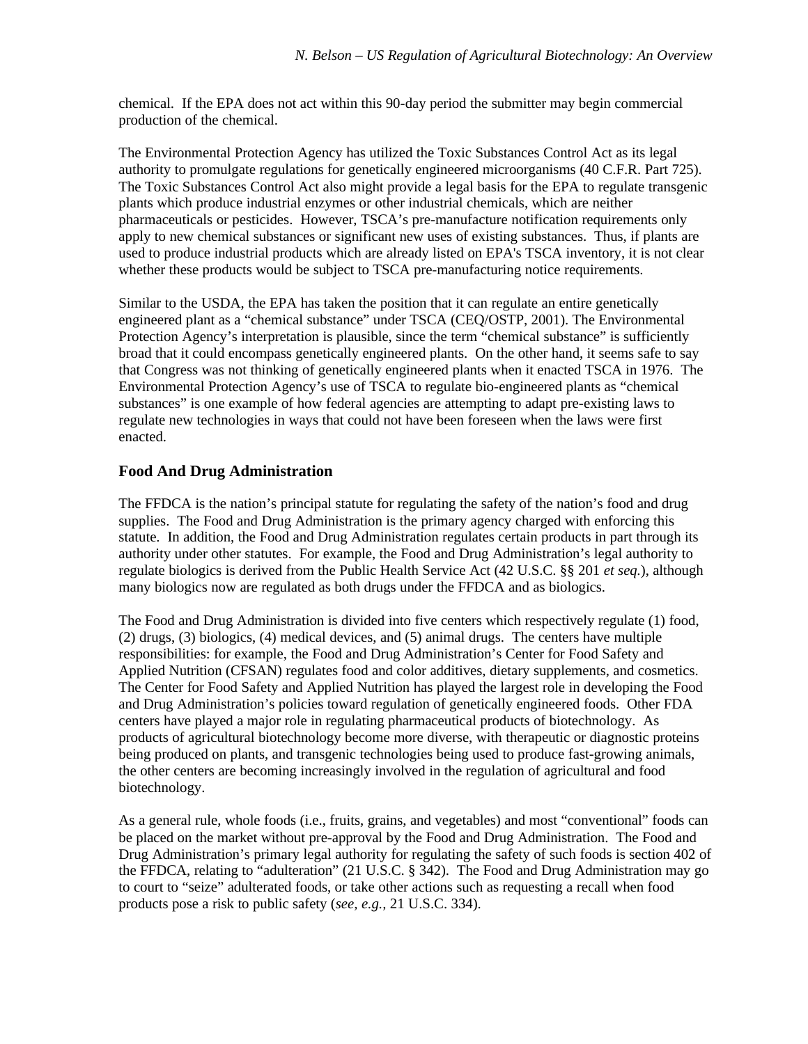chemical. If the EPA does not act within this 90-day period the submitter may begin commercial production of the chemical.

The Environmental Protection Agency has utilized the Toxic Substances Control Act as its legal authority to promulgate regulations for genetically engineered microorganisms (40 C.F.R. Part 725). The Toxic Substances Control Act also might provide a legal basis for the EPA to regulate transgenic plants which produce industrial enzymes or other industrial chemicals, which are neither pharmaceuticals or pesticides. However, TSCA's pre-manufacture notification requirements only apply to new chemical substances or significant new uses of existing substances. Thus, if plants are used to produce industrial products which are already listed on EPA's TSCA inventory, it is not clear whether these products would be subject to TSCA pre-manufacturing notice requirements.

Similar to the USDA, the EPA has taken the position that it can regulate an entire genetically engineered plant as a "chemical substance" under TSCA (CEQ/OSTP, 2001). The Environmental Protection Agency's interpretation is plausible, since the term "chemical substance" is sufficiently broad that it could encompass genetically engineered plants. On the other hand, it seems safe to say that Congress was not thinking of genetically engineered plants when it enacted TSCA in 1976. The Environmental Protection Agency's use of TSCA to regulate bio-engineered plants as "chemical substances" is one example of how federal agencies are attempting to adapt pre-existing laws to regulate new technologies in ways that could not have been foreseen when the laws were first enacted.

## Food And Drug Administration

The FFDCA is the nation's principal statute for regulating the safety of the nation's food and drug supplies. The Food and Drug Administration is the primary agency charged with enforcing this statute. In addition, the Food and Drug Administration regulates certain products in part through its authority under other statutes. For example, the Food and Drug Administration's legal authority to regulate biologics is derived from the Public Health Service Act (42 U.S.C. §§ 201 *et seq.*), although many biologics now are regulated as both drugs under the FFDCA and as biologics.

The Food and Drug Administration is divided into five centers which respectively regulate (1) food, (2) drugs, (3) biologics, (4) medical devices, and (5) animal drugs. The centers have multiple responsibilities: for example, the Food and Drug Administration's Center for Food Safety and Applied Nutrition (CFSAN) regulates food and color additives, dietary supplements, and cosmetics. The Center for Food Safety and Applied Nutrition has played the largest role in developing the Food and Drug Administration's policies toward regulation of genetically engineered foods. Other FDA centers have played a major role in regulating pharmaceutical products of biotechnology. As products of agricultural biotechnology become more diverse, with therapeutic or diagnostic proteins being produced on plants, and transgenic technologies being used to produce fast-growing animals, the other centers are becoming increasingly involved in the regulation of agricultural and food biotechnology.

As a general rule, whole foods (i.e., fruits, grains, and vegetables) and most "conventional" foods can be placed on the market without pre-approval by the Food and Drug Administration. The Food and Drug Administration's primary legal authority for regulating the safety of such foods is section 402 of the FFDCA, relating to "adulteration" (21 U.S.C. § 342). The Food and Drug Administration may go to court to "seize" adulterated foods, or take other actions such as requesting a recall when food products pose a risk to public safety (*see, e.g.,* 21 U.S.C. 334).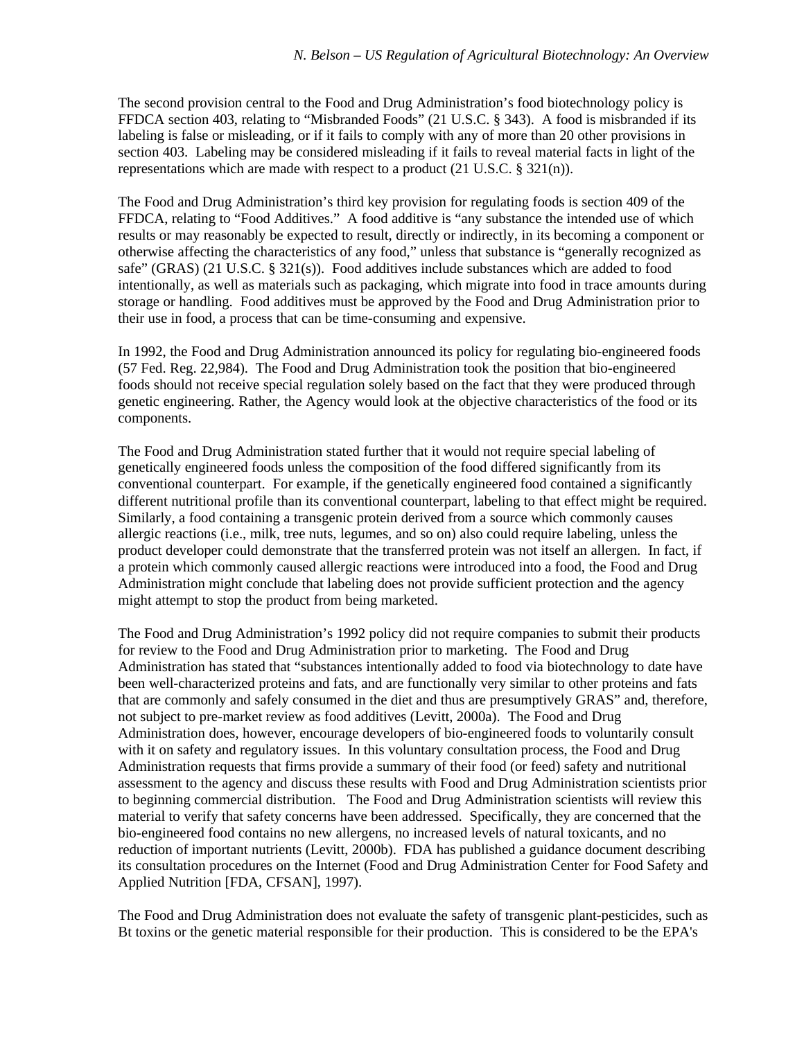The second provision central to the Food and Drug Administration's food biotechnology policy is FFDCA section 403, relating to "Misbranded Foods" (21 U.S.C. § 343). A food is misbranded if its labeling is false or misleading, or if it fails to comply with any of more than 20 other provisions in section 403. Labeling may be considered misleading if it fails to reveal material facts in light of the representations which are made with respect to a product (21 U.S.C. § 321(n)).

The Food and Drug Administration's third key provision for regulating foods is section 409 of the FFDCA, relating to "Food Additives." A food additive is "any substance the intended use of which results or may reasonably be expected to result, directly or indirectly, in its becoming a component or otherwise affecting the characteristics of any food," unless that substance is "generally recognized as safe" (GRAS) (21 U.S.C. § 321(s)). Food additives include substances which are added to food intentionally, as well as materials such as packaging, which migrate into food in trace amounts during storage or handling. Food additives must be approved by the Food and Drug Administration prior to their use in food, a process that can be time-consuming and expensive.

In 1992, the Food and Drug Administration announced its policy for regulating bio-engineered foods (57 Fed. Reg. 22,984). The Food and Drug Administration took the position that bio-engineered foods should not receive special regulation solely based on the fact that they were produced through genetic engineering. Rather, the Agency would look at the objective characteristics of the food or its components.

The Food and Drug Administration stated further that it would not require special labeling of genetically engineered foods unless the composition of the food differed significantly from its conventional counterpart. For example, if the genetically engineered food contained a significantly different nutritional profile than its conventional counterpart, labeling to that effect might be required. Similarly, a food containing a transgenic protein derived from a source which commonly causes allergic reactions (i.e., milk, tree nuts, legumes, and so on) also could require labeling, unless the product developer could demonstrate that the transferred protein was not itself an allergen. In fact, if a protein which commonly caused allergic reactions were introduced into a food, the Food and Drug Administration might conclude that labeling does not provide sufficient protection and the agency might attempt to stop the product from being marketed.

The Food and Drug Administration's 1992 policy did not require companies to submit their products for review to the Food and Drug Administration prior to marketing. The Food and Drug Administration has stated that "substances intentionally added to food via biotechnology to date have been well-characterized proteins and fats, and are functionally very similar to other proteins and fats that are commonly and safely consumed in the diet and thus are presumptively GRAS" and, therefore, not subject to pre-market review as food additives (Levitt, 2000a). The Food and Drug Administration does, however, encourage developers of bio-engineered foods to voluntarily consult with it on safety and regulatory issues. In this voluntary consultation process, the Food and Drug Administration requests that firms provide a summary of their food (or feed) safety and nutritional assessment to the agency and discuss these results with Food and Drug Administration scientists prior to beginning commercial distribution. The Food and Drug Administration scientists will review this material to verify that safety concerns have been addressed. Specifically, they are concerned that the bio-engineered food contains no new allergens, no increased levels of natural toxicants, and no reduction of important nutrients (Levitt, 2000b). FDA has published a guidance document describing its consultation procedures on the Internet (Food and Drug Administration Center for Food Safety and Applied Nutrition [FDA, CFSAN], 1997).

The Food and Drug Administration does not evaluate the safety of transgenic plant-pesticides, such as Bt toxins or the genetic material responsible for their production. This is considered to be the EPA's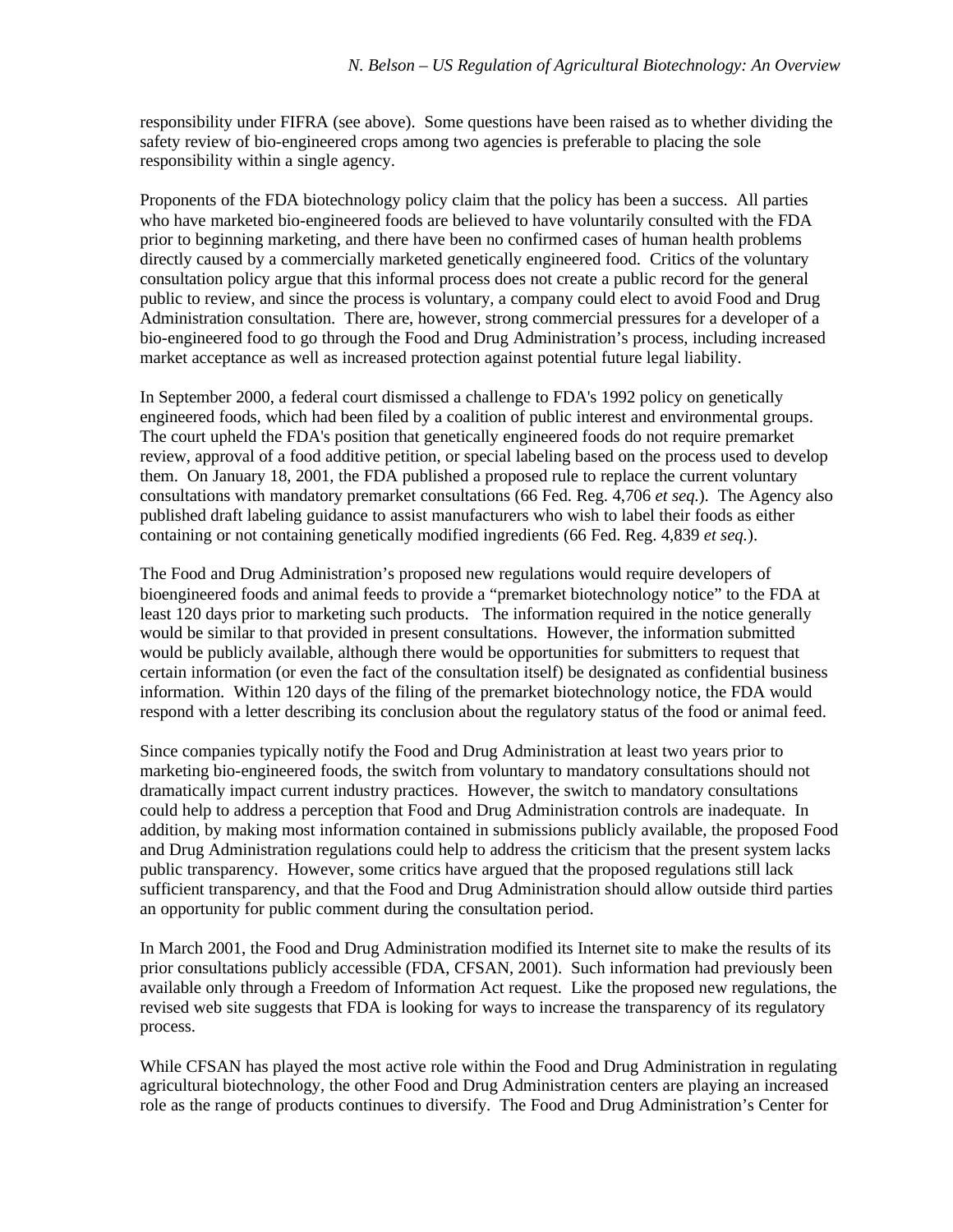responsibility under FIFRA (see above). Some questions have been raised as to whether dividing the safety review of bio-engineered crops among two agencies is preferable to placing the sole responsibility within a single agency.

Proponents of the FDA biotechnology policy claim that the policy has been a success. All parties who have marketed bio-engineered foods are believed to have voluntarily consulted with the FDA prior to beginning marketing, and there have been no confirmed cases of human health problems directly caused by a commercially marketed genetically engineered food. Critics of the voluntary consultation policy argue that this informal process does not create a public record for the general public to review, and since the process is voluntary, a company could elect to avoid Food and Drug Administration consultation. There are, however, strong commercial pressures for a developer of a bio-engineered food to go through the Food and Drug Administration's process, including increased market acceptance as well as increased protection against potential future legal liability.

In September 2000, a federal court dismissed a challenge to FDA's 1992 policy on genetically engineered foods, which had been filed by a coalition of public interest and environmental groups. The court upheld the FDA's position that genetically engineered foods do not require premarket review, approval of a food additive petition, or special labeling based on the process used to develop them. On January 18, 2001, the FDA published a proposed rule to replace the current voluntary consultations with mandatory premarket consultations (66 Fed. Reg. 4,706 *et seq.*). The Agency also published draft labeling guidance to assist manufacturers who wish to label their foods as either containing or not containing genetically modified ingredients (66 Fed. Reg. 4,839 *et seq.*).

The Food and Drug Administration's proposed new regulations would require developers of bioengineered foods and animal feeds to provide a "premarket biotechnology notice" to the FDA at least 120 days prior to marketing such products. The information required in the notice generally would be similar to that provided in present consultations. However, the information submitted would be publicly available, although there would be opportunities for submitters to request that certain information (or even the fact of the consultation itself) be designated as confidential business information. Within 120 days of the filing of the premarket biotechnology notice, the FDA would respond with a letter describing its conclusion about the regulatory status of the food or animal feed.

Since companies typically notify the Food and Drug Administration at least two years prior to marketing bio-engineered foods, the switch from voluntary to mandatory consultations should not dramatically impact current industry practices. However, the switch to mandatory consultations could help to address a perception that Food and Drug Administration controls are inadequate. In addition, by making most information contained in submissions publicly available, the proposed Food and Drug Administration regulations could help to address the criticism that the present system lacks public transparency. However, some critics have argued that the proposed regulations still lack sufficient transparency, and that the Food and Drug Administration should allow outside third parties an opportunity for public comment during the consultation period.

In March 2001, the Food and Drug Administration modified its Internet site to make the results of its prior consultations publicly accessible (FDA, CFSAN, 2001). Such information had previously been available only through a Freedom of Information Act request. Like the proposed new regulations, the revised web site suggests that FDA is looking for ways to increase the transparency of its regulatory process.

While CFSAN has played the most active role within the Food and Drug Administration in regulating agricultural biotechnology, the other Food and Drug Administration centers are playing an increased role as the range of products continues to diversify. The Food and Drug Administration's Center for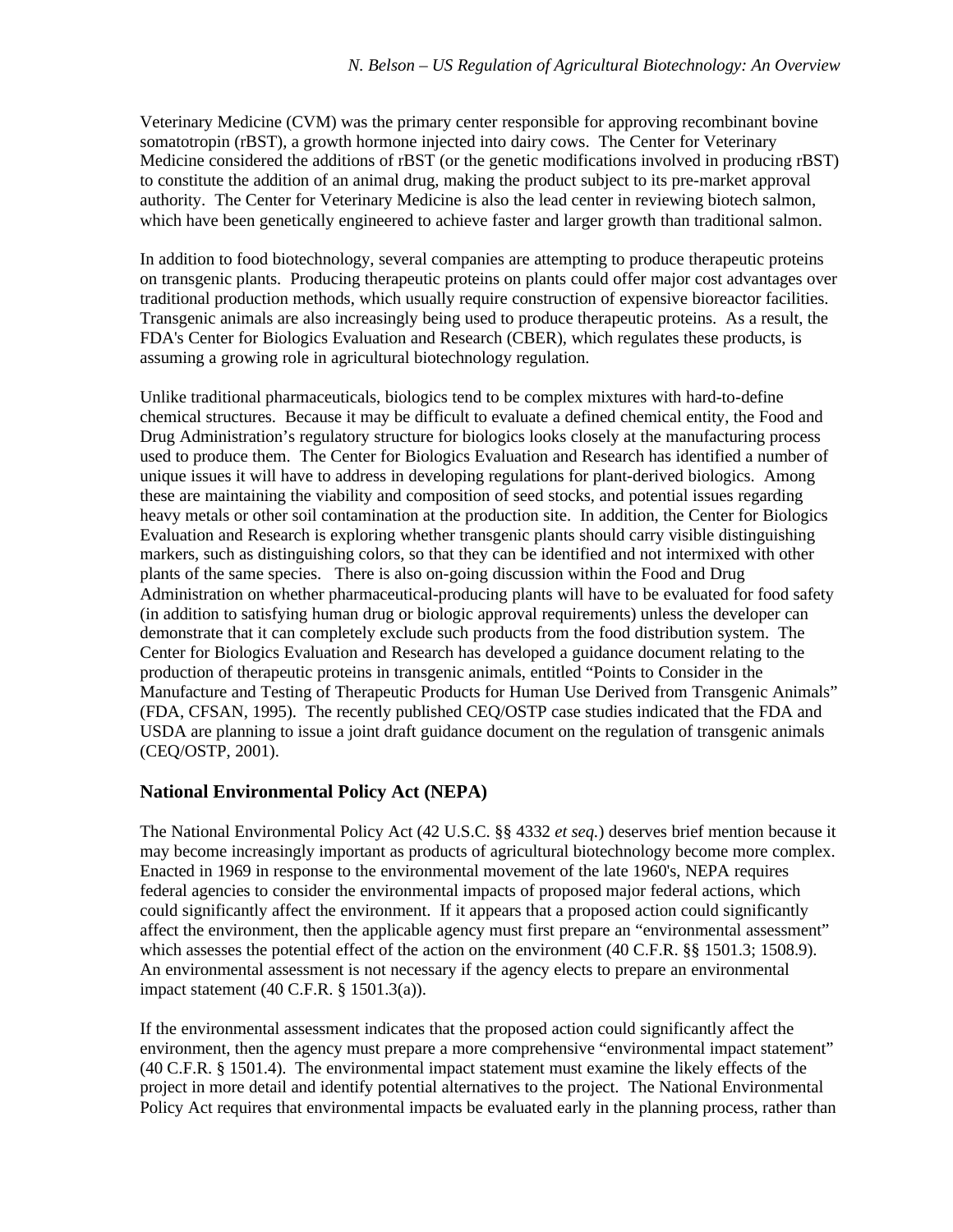Veterinary Medicine (CVM) was the primary center responsible for approving recombinant bovine somatotropin (rBST), a growth hormone injected into dairy cows. The Center for Veterinary Medicine considered the additions of rBST (or the genetic modifications involved in producing rBST) to constitute the addition of an animal drug, making the product subject to its pre-market approval authority. The Center for Veterinary Medicine is also the lead center in reviewing biotech salmon, which have been genetically engineered to achieve faster and larger growth than traditional salmon.

In addition to food biotechnology, several companies are attempting to produce therapeutic proteins on transgenic plants. Producing therapeutic proteins on plants could offer major cost advantages over traditional production methods, which usually require construction of expensive bioreactor facilities. Transgenic animals are also increasingly being used to produce therapeutic proteins. As a result, the FDA's Center for Biologics Evaluation and Research (CBER), which regulates these products, is assuming a growing role in agricultural biotechnology regulation.

Unlike traditional pharmaceuticals, biologics tend to be complex mixtures with hard-to-define chemical structures. Because it may be difficult to evaluate a defined chemical entity, the Food and Drug Administration's regulatory structure for biologics looks closely at the manufacturing process used to produce them. The Center for Biologics Evaluation and Research has identified a number of unique issues it will have to address in developing regulations for plant-derived biologics. Among these are maintaining the viability and composition of seed stocks, and potential issues regarding heavy metals or other soil contamination at the production site. In addition, the Center for Biologics Evaluation and Research is exploring whether transgenic plants should carry visible distinguishing markers, such as distinguishing colors, so that they can be identified and not intermixed with other plants of the same species. There is also on-going discussion within the Food and Drug Administration on whether pharmaceutical-producing plants will have to be evaluated for food safety (in addition to satisfying human drug or biologic approval requirements) unless the developer can demonstrate that it can completely exclude such products from the food distribution system. The Center for Biologics Evaluation and Research has developed a guidance document relating to the production of therapeutic proteins in transgenic animals, entitled "Points to Consider in the Manufacture and Testing of Therapeutic Products for Human Use Derived from Transgenic Animals" (FDA, CFSAN, 1995). The recently published CEQ/OSTP case studies indicated that the FDA and USDA are planning to issue a joint draft guidance document on the regulation of transgenic animals (CEQ/OSTP, 2001).

## National Environmental Policy Act (NEPA)

The National Environmental Policy Act (42 U.S.C. §§ 4332 *et seq.*) deserves brief mention because it may become increasingly important as products of agricultural biotechnology become more complex. Enacted in 1969 in response to the environmental movement of the late 1960's, NEPA requires federal agencies to consider the environmental impacts of proposed major federal actions, which could significantly affect the environment. If it appears that a proposed action could significantly affect the environment, then the applicable agency must first prepare an "environmental assessment" which assesses the potential effect of the action on the environment (40 C.F.R. §§ 1501.3; 1508.9). An environmental assessment is not necessary if the agency elects to prepare an environmental impact statement (40 C.F.R. § 1501.3(a)).

If the environmental assessment indicates that the proposed action could significantly affect the environment, then the agency must prepare a more comprehensive "environmental impact statement" (40 C.F.R. § 1501.4). The environmental impact statement must examine the likely effects of the project in more detail and identify potential alternatives to the project. The National Environmental Policy Act requires that environmental impacts be evaluated early in the planning process, rather than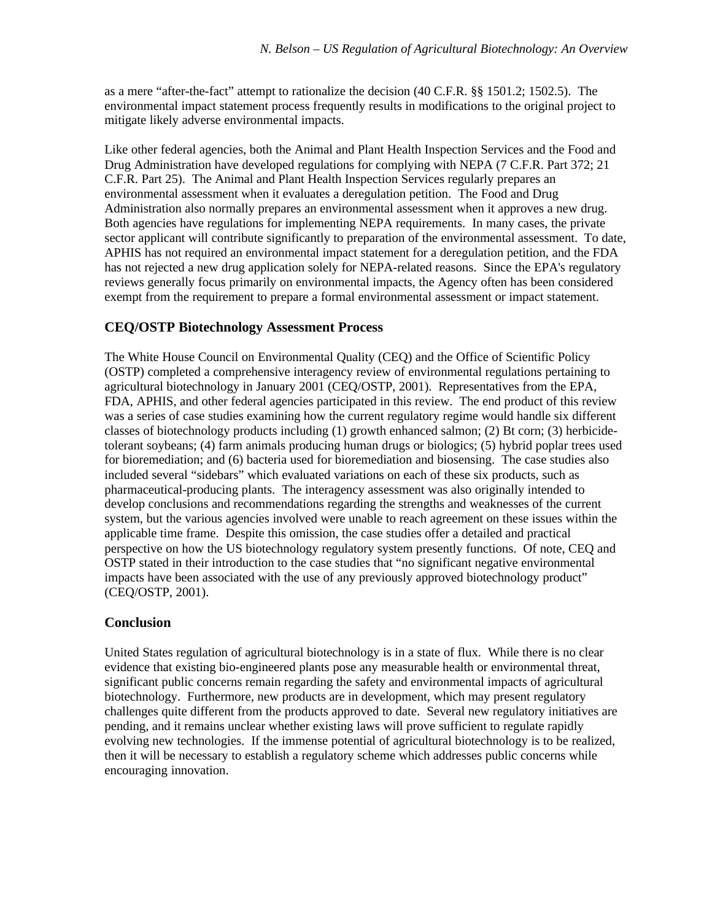as a mere "after-the-fact" attempt to rationalize the decision (40 C.F.R. §§ 1501.2; 1502.5). The environmental impact statement process frequently results in modifications to the original project to mitigate likely adverse environmental impacts.

Like other federal agencies, both the Animal and Plant Health Inspection Services and the Food and Drug Administration have developed regulations for complying with NEPA (7 C.F.R. Part 372; 21 C.F.R. Part 25). The Animal and Plant Health Inspection Services regularly prepares an environmental assessment when it evaluates a deregulation petition. The Food and Drug Administration also normally prepares an environmental assessment when it approves a new drug. Both agencies have regulations for implementing NEPA requirements. In many cases, the private sector applicant will contribute significantly to preparation of the environmental assessment. To date, APHIS has not required an environmental impact statement for a deregulation petition, and the FDA has not rejected a new drug application solely for NEPA-related reasons. Since the EPA's regulatory reviews generally focus primarily on environmental impacts, the Agency often has been considered exempt from the requirement to prepare a formal environmental assessment or impact statement.

## CEQ/OSTP Biotechnology Assessment Process

The White House Council on Environmental Quality (CEQ) and the Office of Scientific Policy (OSTP) completed a comprehensive interagency review of environmental regulations pertaining to agricultural biotechnology in January 2001 (CEQ/OSTP, 2001). Representatives from the EPA, FDA, APHIS, and other federal agencies participated in this review. The end product of this review was a series of case studies examining how the current regulatory regime would handle six different classes of biotechnology products including (1) growth enhanced salmon; (2) Bt corn; (3) herbicide-tolerant soybeans; (4) farm animals producing human drugs or biologics; (5) hybrid poplar trees used for bioremediation; and (6) bacteria used for bioremediation and biosensing. The case studies also included several "sidebars" which evaluated variations on each of these six products, such as pharmaceutical-producing plants. The interagency assessment was also originally intended to develop conclusions and recommendations regarding the strengths and weaknesses of the current system, but the various agencies involved were unable to reach agreement on these issues within the applicable time frame. Despite this omission, the case studies offer a detailed and practical perspective on how the US biotechnology regulatory system presently functions. Of note, CEQ and OSTP stated in their introduction to the case studies that "no significant negative environmental impacts have been associated with the use of any previously approved biotechnology product" (CEQ/OSTP, 2001).

## Conclusion

United States regulation of agricultural biotechnology is in a state of flux. While there is no clear evidence that existing bio-engineered plants pose any measurable health or environmental threat, significant public concerns remain regarding the safety and environmental impacts of agricultural biotechnology. Furthermore, new products are in development, which may present regulatory challenges quite different from the products approved to date. Several new regulatory initiatives are pending, and it remains unclear whether existing laws will prove sufficient to regulate rapidly evolving new technologies. If the immense potential of agricultural biotechnology is to be realized, then it will be necessary to establish a regulatory scheme which addresses public concerns while encouraging innovation.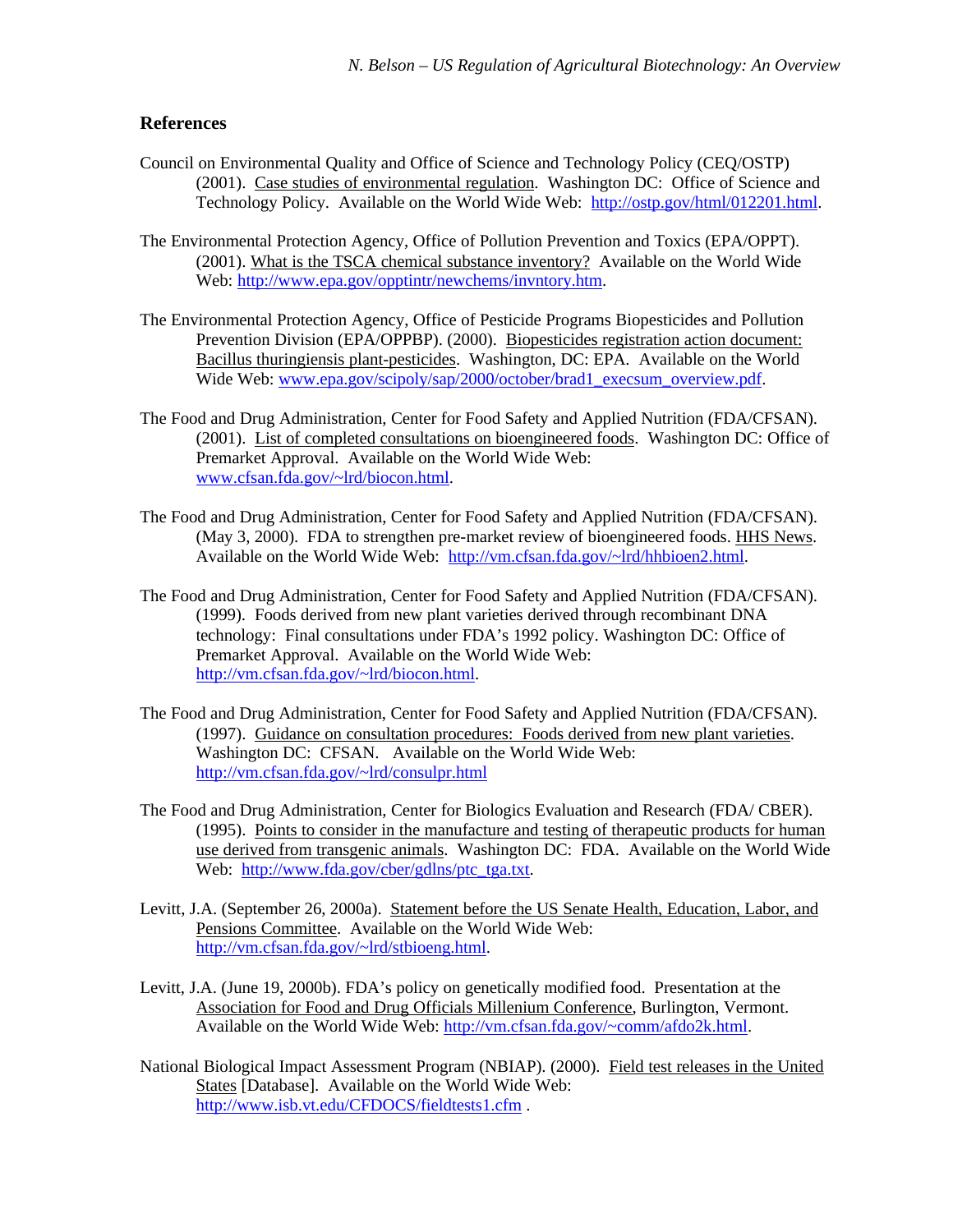## References

Council on Environmental Quality and Office of Science and Technology Policy (CEQ/OSTP) (2001). Case studies of environmental regulation. Washington DC: Office of Science and Technology Policy. Available on the World Wide Web: http://ostp.gov/html/012201.html.

The Environmental Protection Agency, Office of Pollution Prevention and Toxics (EPA/OPPT). (2001). What is the TSCA chemical substance inventory? Available on the World Wide Web: http://www.epa.gov/opptintr/newchems/invntory.htm.

The Environmental Protection Agency, Office of Pesticide Programs Biopesticides and Pollution Prevention Division (EPA/OPPBP). (2000). Biopesticides registration action document: Bacillus thuringiensis plant-pesticides. Washington, DC: EPA. Available on the World Wide Web: www.epa.gov/scipoly/sap/2000/october/brad1_execsum_overview.pdf.

The Food and Drug Administration, Center for Food Safety and Applied Nutrition (FDA/CFSAN). (2001). List of completed consultations on bioengineered foods. Washington DC: Office of Premarket Approval. Available on the World Wide Web: www.cfsan.fda.gov/~lrd/biocon.html.

The Food and Drug Administration, Center for Food Safety and Applied Nutrition (FDA/CFSAN). (May 3, 2000). FDA to strengthen pre-market review of bioengineered foods. HHS News. Available on the World Wide Web: http://vm.cfsan.fda.gov/~lrd/hhbioen2.html.

The Food and Drug Administration, Center for Food Safety and Applied Nutrition (FDA/CFSAN). (1999). Foods derived from new plant varieties derived through recombinant DNA technology: Final consultations under FDA's 1992 policy. Washington DC: Office of Premarket Approval. Available on the World Wide Web: http://vm.cfsan.fda.gov/~lrd/biocon.html.

The Food and Drug Administration, Center for Food Safety and Applied Nutrition (FDA/CFSAN). (1997). Guidance on consultation procedures: Foods derived from new plant varieties. Washington DC: CFSAN. Available on the World Wide Web: http://vm.cfsan.fda.gov/~lrd/consulpr.html

The Food and Drug Administration, Center for Biologics Evaluation and Research (FDA/ CBER). (1995). Points to consider in the manufacture and testing of therapeutic products for human use derived from transgenic animals. Washington DC: FDA. Available on the World Wide Web: http://www.fda.gov/cber/gdlns/ptc_tga.txt.

Levitt, J.A. (September 26, 2000a). Statement before the US Senate Health, Education, Labor, and Pensions Committee. Available on the World Wide Web: http://vm.cfsan.fda.gov/~lrd/stbioeng.html.

Levitt, J.A. (June 19, 2000b). FDA's policy on genetically modified food. Presentation at the Association for Food and Drug Officials Millenium Conference, Burlington, Vermont. Available on the World Wide Web: http://vm.cfsan.fda.gov/~comm/afdo2k.html.

National Biological Impact Assessment Program (NBIAP). (2000). Field test releases in the United States [Database]. Available on the World Wide Web: http://www.isb.vt.edu/CFDOCS/fieldtests1.cfm .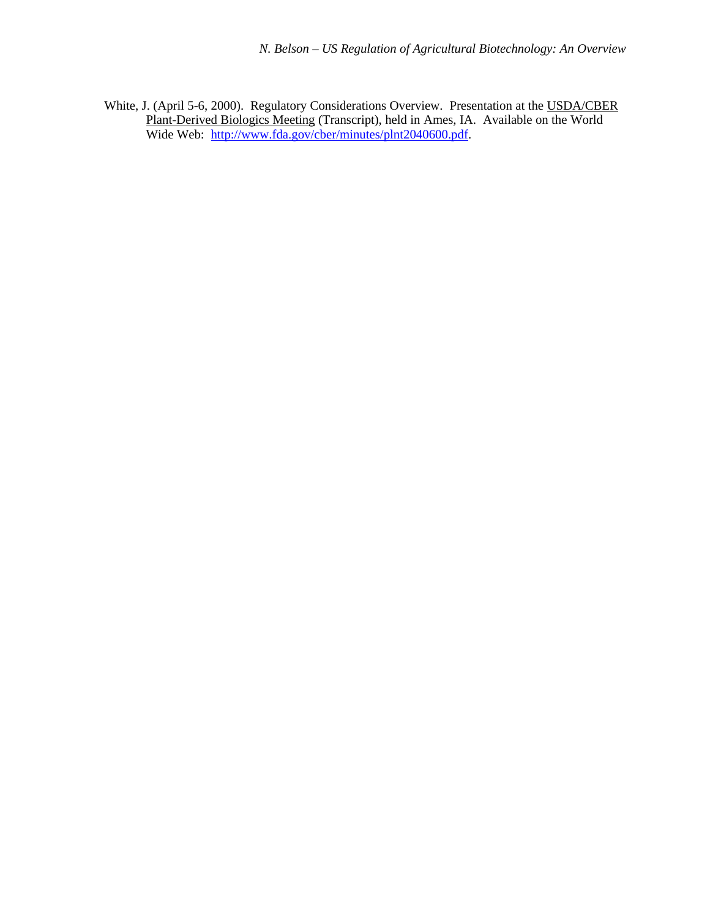White, J. (April 5-6, 2000). Regulatory Considerations Overview. Presentation at the USDA/CBER Plant-Derived Biologics Meeting (Transcript), held in Ames, IA. Available on the World Wide Web: http://www.fda.gov/cber/minutes/plnt2040600.pdf.